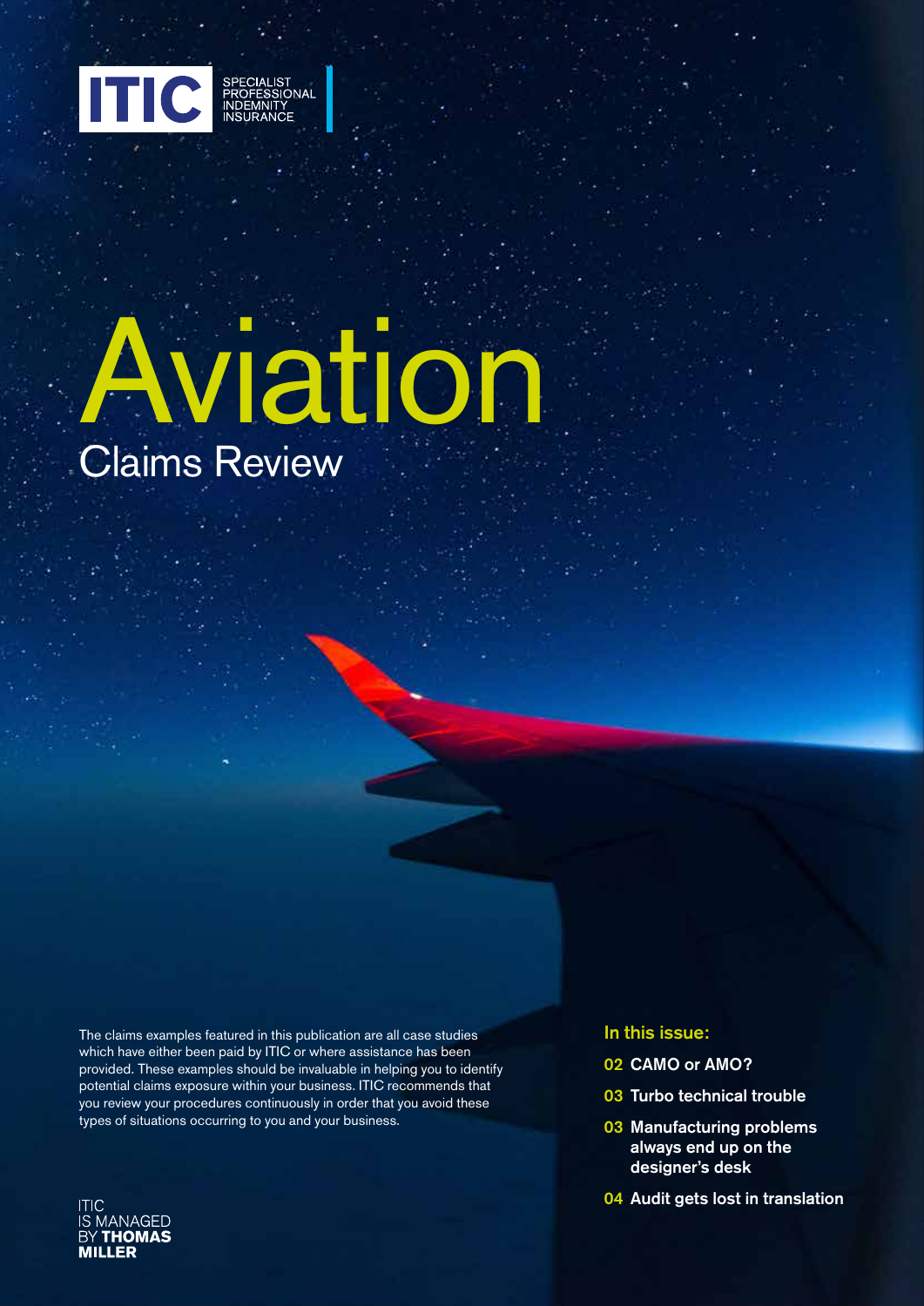ITIC SPECIALIST PROFESSIONAL INDEMNITY INSURANCE

# Aviation

## Claims Review

The claims examples featured in this publication are all case studies which have either been paid by ITIC or where assistance has been provided. These examples should be invaluable in helping you to identify potential claims exposure within your business. ITIC recommends that you review your procedures continuously in order that you avoid these types of situations occurring to you and your business.

### In this issue:

- **02 CAMO or AMO?**
- **03 Turbo technical trouble**
- **03 Manufacturing problems always end up on the designer's desk**
- **04 Audit gets lost in translation**

ITIC IS MANAGED BY **THOMAS MILLER**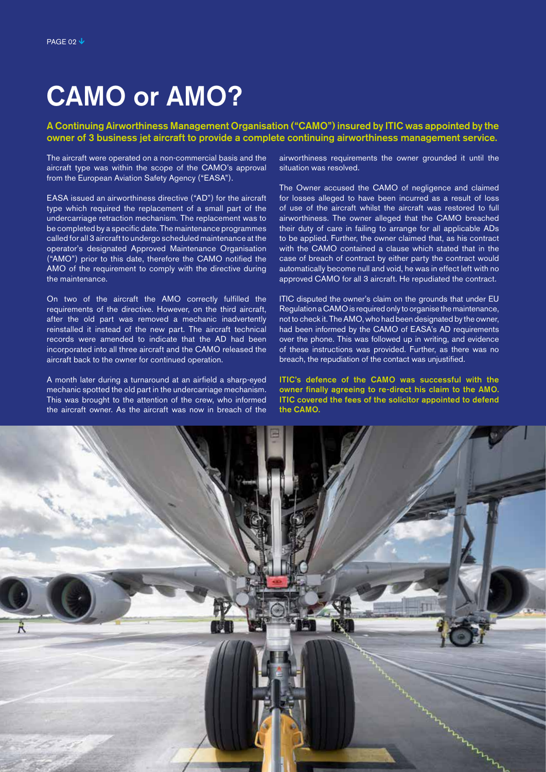# CAMO or AMO?

**A Continuing Airworthiness Management Organisation ("CAMO") insured by ITIC was appointed by the owner of 3 business jet aircraft to provide a complete continuing airworthiness management service.**

The aircraft were operated on a non-commercial basis and the aircraft type was within the scope of the CAMO's approval from the European Aviation Safety Agency ("EASA").

EASA issued an airworthiness directive ("AD") for the aircraft type which required the replacement of a small part of the undercarriage retraction mechanism. The replacement was to be completed by a specific date. The maintenance programmes called for all 3 aircraft to undergo scheduled maintenance at the operator's designated Approved Maintenance Organisation ("AMO") prior to this date, therefore the CAMO notified the AMO of the requirement to comply with the directive during the maintenance.

On two of the aircraft the AMO correctly fulfilled the requirements of the directive. However, on the third aircraft, after the old part was removed a mechanic inadvertently reinstalled it instead of the new part. The aircraft technical records were amended to indicate that the AD had been incorporated into all three aircraft and the CAMO released the aircraft back to the owner for continued operation.

A month later during a turnaround at an airfield a sharp-eyed mechanic spotted the old part in the undercarriage mechanism. This was brought to the attention of the crew, who informed the aircraft owner. As the aircraft was now in breach of the airworthiness requirements the owner grounded it until the situation was resolved.

The Owner accused the CAMO of negligence and claimed for losses alleged to have been incurred as a result of loss of use of the aircraft whilst the aircraft was restored to full airworthiness. The owner alleged that the CAMO breached their duty of care in failing to arrange for all applicable ADs to be applied. Further, the owner claimed that, as his contract with the CAMO contained a clause which stated that in the case of breach of contract by either party the contract would automatically become null and void, he was in effect left with no approved CAMO for all 3 aircraft. He repudiated the contract.

ITIC disputed the owner's claim on the grounds that under EU Regulation a CAMO is required only to organise the maintenance, not to check it. The AMO, who had been designated by the owner, had been informed by the CAMO of EASA's AD requirements over the phone. This was followed up in writing, and evidence of these instructions was provided. Further, as there was no breach, the repudiation of the contact was unjustified.

**ITIC's defence of the CAMO was successful with the owner finally agreeing to re-direct his claim to the AMO. ITIC covered the fees of the solicitor appointed to defend the CAMO.**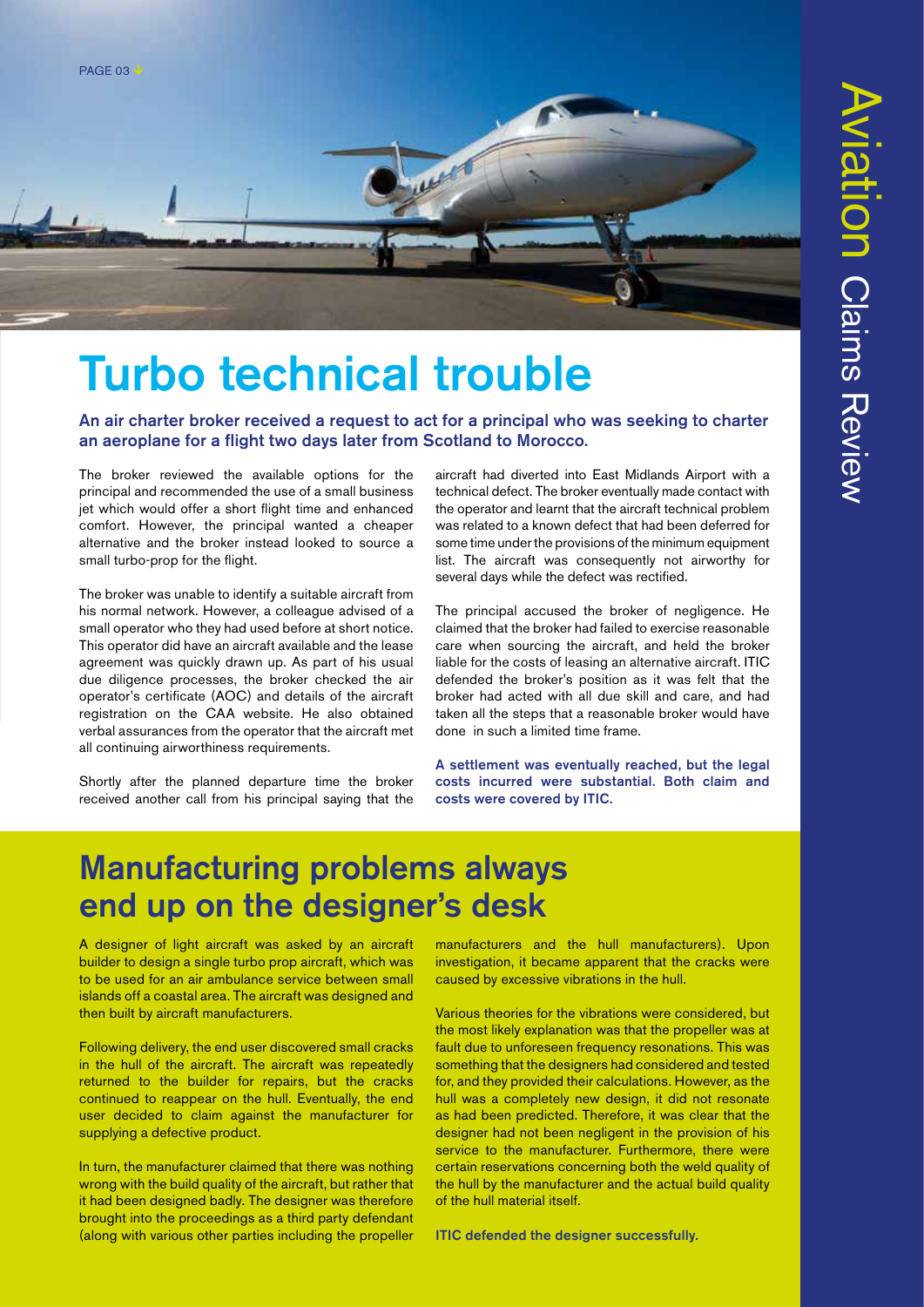# Turbo technical trouble

**An air charter broker received a request to act for a principal who was seeking to charter an aeroplane for a flight two days later from Scotland to Morocco.**

The broker reviewed the available options for the principal and recommended the use of a small business jet which would offer a short flight time and enhanced comfort. However, the principal wanted a cheaper alternative and the broker instead looked to source a small turbo-prop for the flight.

The broker was unable to identify a suitable aircraft from his normal network. However, a colleague advised of a small operator who they had used before at short notice. This operator did have an aircraft available and the lease agreement was quickly drawn up. As part of his usual due diligence processes, the broker checked the air operator's certificate (AOC) and details of the aircraft registration on the CAA website. He also obtained verbal assurances from the operator that the aircraft met all continuing airworthiness requirements.

Shortly after the planned departure time the broker received another call from his principal saying that the aircraft had diverted into East Midlands Airport with a technical defect. The broker eventually made contact with the operator and learnt that the aircraft technical problem was related to a known defect that had been deferred for some time under the provisions of the minimum equipment list. The aircraft was consequently not airworthy for several days while the defect was rectified.

The principal accused the broker of negligence. He claimed that the broker had failed to exercise reasonable care when sourcing the aircraft, and held the broker liable for the costs of leasing an alternative aircraft. ITIC defended the broker's position as it was felt that the broker had acted with all due skill and care, and had taken all the steps that a reasonable broker would have done in such a limited time frame.

**A settlement was eventually reached, but the legal costs incurred were substantial. Both claim and costs were covered by ITIC.**

# Manufacturing problems always end up on the designer's desk

A designer of light aircraft was asked by an aircraft builder to design a single turbo prop aircraft, which was to be used for an air ambulance service between small islands off a coastal area. The aircraft was designed and then built by aircraft manufacturers.

Following delivery, the end user discovered small cracks in the hull of the aircraft. The aircraft was repeatedly returned to the builder for repairs, but the cracks continued to reappear on the hull. Eventually, the end user decided to claim against the manufacturer for supplying a defective product.

In turn, the manufacturer claimed that there was nothing wrong with the build quality of the aircraft, but rather that it had been designed badly. The designer was therefore brought into the proceedings as a third party defendant (along with various other parties including the propeller manufacturers and the hull manufacturers). Upon investigation, it became apparent that the cracks were caused by excessive vibrations in the hull.

Various theories for the vibrations were considered, but the most likely explanation was that the propeller was at fault due to unforeseen frequency resonations. This was something that the designers had considered and tested for, and they provided their calculations. However, as the hull was a completely new design, it did not resonate as had been predicted. Therefore, it was clear that the designer had not been negligent in the provision of his service to the manufacturer. Furthermore, there were certain reservations concerning both the weld quality of the hull by the manufacturer and the actual build quality of the hull material itself.

**ITIC defended the designer successfully.**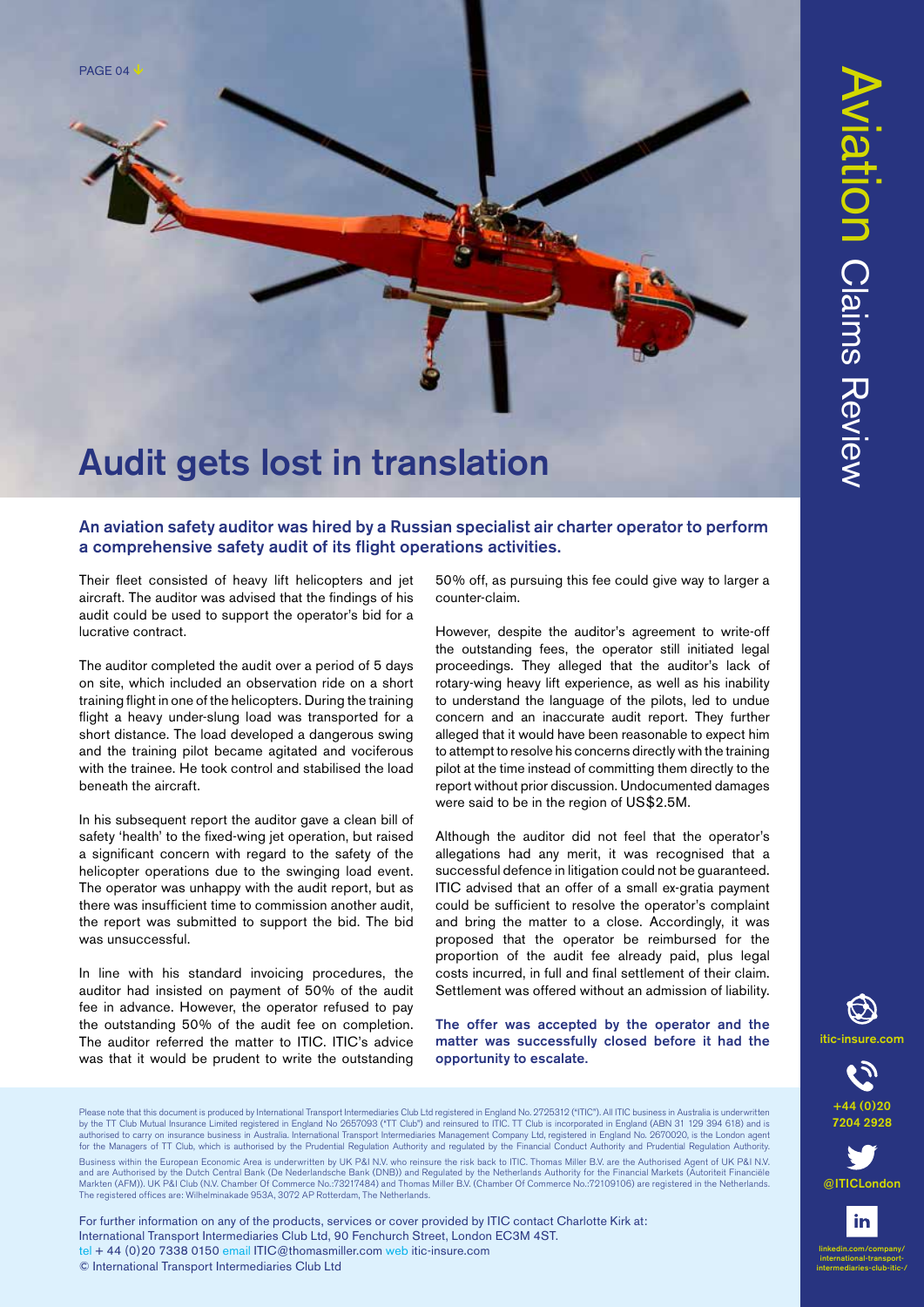# Audit gets lost in translation

## An aviation safety auditor was hired by a Russian specialist air charter operator to perform a comprehensive safety audit of its flight operations activities.

Their fleet consisted of heavy lift helicopters and jet aircraft. The auditor was advised that the findings of his audit could be used to support the operator's bid for a lucrative contract.

The auditor completed the audit over a period of 5 days on site, which included an observation ride on a short training flight in one of the helicopters. During the training flight a heavy under-slung load was transported for a short distance. The load developed a dangerous swing and the training pilot became agitated and vociferous with the trainee. He took control and stabilised the load beneath the aircraft.

In his subsequent report the auditor gave a clean bill of safety 'health' to the fixed-wing jet operation, but raised a significant concern with regard to the safety of the helicopter operations due to the swinging load event. The operator was unhappy with the audit report, but as there was insufficient time to commission another audit, the report was submitted to support the bid. The bid was unsuccessful.

In line with his standard invoicing procedures, the auditor had insisted on payment of 50% of the audit fee in advance. However, the operator refused to pay the outstanding 50% of the audit fee on completion. The auditor referred the matter to ITIC. ITIC's advice was that it would be prudent to write the outstanding 50% off, as pursuing this fee could give way to larger a counter-claim.

However, despite the auditor's agreement to write-off the outstanding fees, the operator still initiated legal proceedings. They alleged that the auditor's lack of rotary-wing heavy lift experience, as well as his inability to understand the language of the pilots, led to undue concern and an inaccurate audit report. They further alleged that it would have been reasonable to expect him to attempt to resolve his concerns directly with the training pilot at the time instead of committing them directly to the report without prior discussion. Undocumented damages were said to be in the region of US$2.5M.

Although the auditor did not feel that the operator's allegations had any merit, it was recognised that a successful defence in litigation could not be guaranteed. ITIC advised that an offer of a small ex-gratia payment could be sufficient to resolve the operator's complaint and bring the matter to a close. Accordingly, it was proposed that the operator be reimbursed for the proportion of the audit fee already paid, plus legal costs incurred, in full and final settlement of their claim. Settlement was offered without an admission of liability.

**The offer was accepted by the operator and the matter was successfully closed before it had the opportunity to escalate.**

Please note that this document is produced by International Transport Intermediaries Club Ltd registered in England No. 2725312 ("ITIC"). All ITIC business in Australia is underwritten by the TT Club Mutual Insurance Limited registered in England No 2657093 ("TT Club") and reinsured to ITIC. TT Club is incorporated in England (ABN 31 129 394 618) and is authorised to carry on insurance business in Australia. International Transport Intermediaries Management Company Ltd, registered in England No. 2670020, is the London agent for the Managers of TT Club, which is authorised by the Prudential Regulation Authority and regulated by the Financial Conduct Authority and Prudential Regulation Authority.

Business within the European Economic Area is underwritten by UK P&I N.V. who reinsure the risk back to ITIC. Thomas Miller B.V. are the Authorised Agent of UK P&I N.V. and are Authorised by the Dutch Central Bank (De Nederlandsche Bank (DNB)) and Regulated by the Netherlands Authority for the Financial Markets (Autoriteit Financiële Markten (AFM)). UK P&I Club (N.V. Chamber Of Commerce No.:73217484) and Thomas Miller B.V. (Chamber Of Commerce No.:72109106) are registered in the Netherlands. The registered offices are: Wilhelminakade 953A, 3072 AP Rotterdam, The Netherlands.

For further information on any of the products, services or cover provided by ITIC contact Charlotte Kirk at:
International Transport Intermediaries Club Ltd, 90 Fenchurch Street, London EC3M 4ST.
tel + 44 (0)20 7338 0150 email ITIC@thomasmiller.com web itic-insure.com
© International Transport Intermediaries Club Ltd

Aviation Claims Review

itic-insure.com

+44 (0)20 7204 2928

@ITICLondon

linkedin.com/company/international-transport-intermediaries-club-itic-/